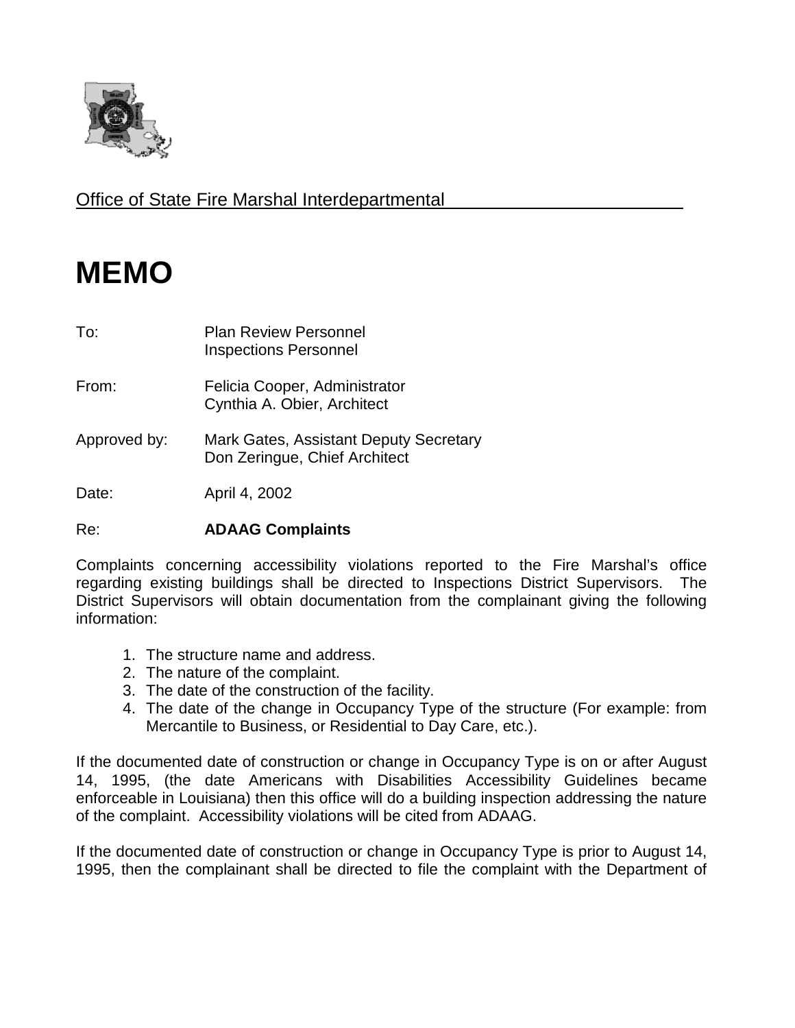Office of State Fire Marshal Interdepartmental

# MEMO

To: Plan Review Personnel
Inspections Personnel

From: Felicia Cooper, Administrator
Cynthia A. Obier, Architect

Approved by: Mark Gates, Assistant Deputy Secretary
Don Zeringue, Chief Architect

Date: April 4, 2002

Re: **ADAAG Complaints**

Complaints concerning accessibility violations reported to the Fire Marshal's office regarding existing buildings shall be directed to Inspections District Supervisors. The District Supervisors will obtain documentation from the complainant giving the following information:

1. The structure name and address.
2. The nature of the complaint.
3. The date of the construction of the facility.
4. The date of the change in Occupancy Type of the structure (For example: from Mercantile to Business, or Residential to Day Care, etc.).

If the documented date of construction or change in Occupancy Type is on or after August 14, 1995, (the date Americans with Disabilities Accessibility Guidelines became enforceable in Louisiana) then this office will do a building inspection addressing the nature of the complaint. Accessibility violations will be cited from ADAAG.

If the documented date of construction or change in Occupancy Type is prior to August 14, 1995, then the complainant shall be directed to file the complaint with the Department of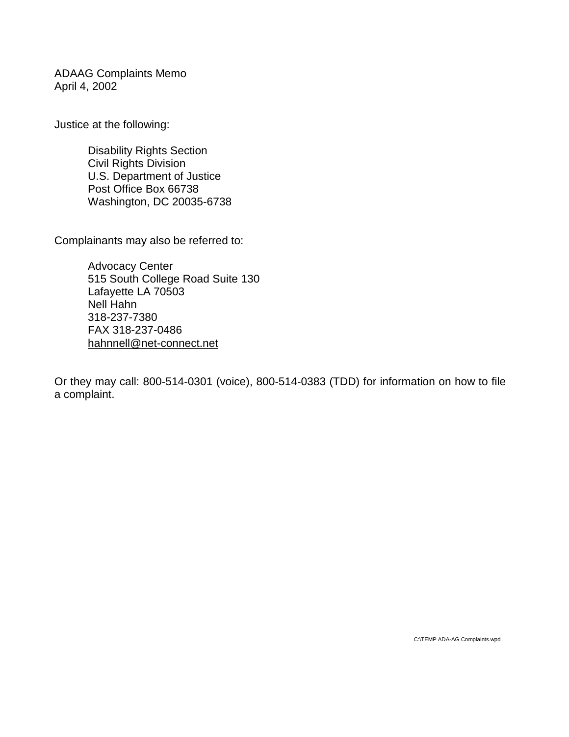ADAAG Complaints Memo
April 4, 2002

Justice at the following:

> Disability Rights Section
> Civil Rights Division
> U.S. Department of Justice
> Post Office Box 66738
> Washington, DC 20035-6738

Complainants may also be referred to:

> Advocacy Center
> 515 South College Road Suite 130
> Lafayette LA 70503
> Nell Hahn
> 318-237-7380
> FAX 318-237-0486
> hahnnell@net-connect.net

Or they may call: 800-514-0301 (voice), 800-514-0383 (TDD) for information on how to file a complaint.

C:\TEMP ADA-AG Complaints.wpd